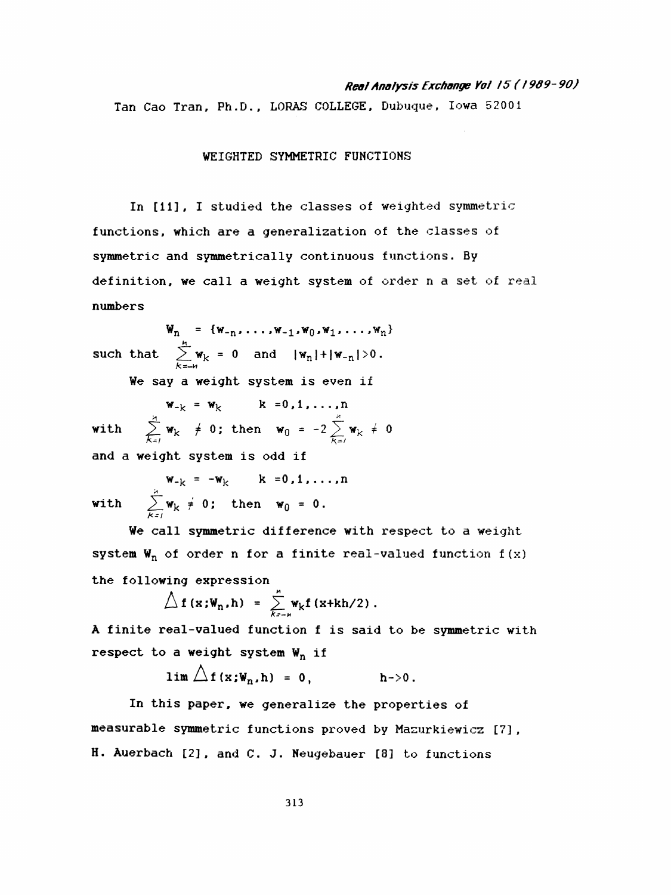Tan Cao Tran, Ph.D., LORAS COLLEGE, Dubuque, Iowa 52001

# WEIGHTED SYMMETRIC FUNCTIONS

In [11], I studied the classes of weighted symmetric functions, which are a generalization of the classes of symmetric and symmetrically continuous functions. By definition, we call a weight system of order n a set of real numbers

$$W_n = \{w_{-n}, \ldots, w_{-1}, w_0, w_1, \ldots, w_n\}$$

such that $\sum_{k=-n}^{n} w_k = 0$ and $|w_n| + |w_{-n}| > 0$.

We say a weight system is even if

$$w_{-k} = w_k \qquad k = 0, 1, \ldots, n$$

with $\sum_{k=1}^{n} w_k \neq 0$; then $w_0 = -2\sum_{k=1}^{n} w_k \neq 0$

and a weight system is odd if

$$w_{-k} = -w_k \qquad k = 0, 1, \ldots, n$$

with $\sum_{k=1}^{n} w_k \neq 0$; then $w_0 = 0$.

We call symmetric difference with respect to a weight system $W_n$ of order n for a finite real-valued function f(x) the following expression

$$\Delta f(x; W_n, h) = \sum_{k=-n}^{n} w_k f(x + kh/2).$$

A finite real-valued function f is said to be symmetric with respect to a weight system $W_n$ if

$$\lim \Delta f(x; W_n, h) = 0, \qquad h \to 0.$$

In this paper, we generalize the properties of measurable symmetric functions proved by Mazurkiewicz [7], H. Auerbach [2], and C. J. Neugebauer [8] to functions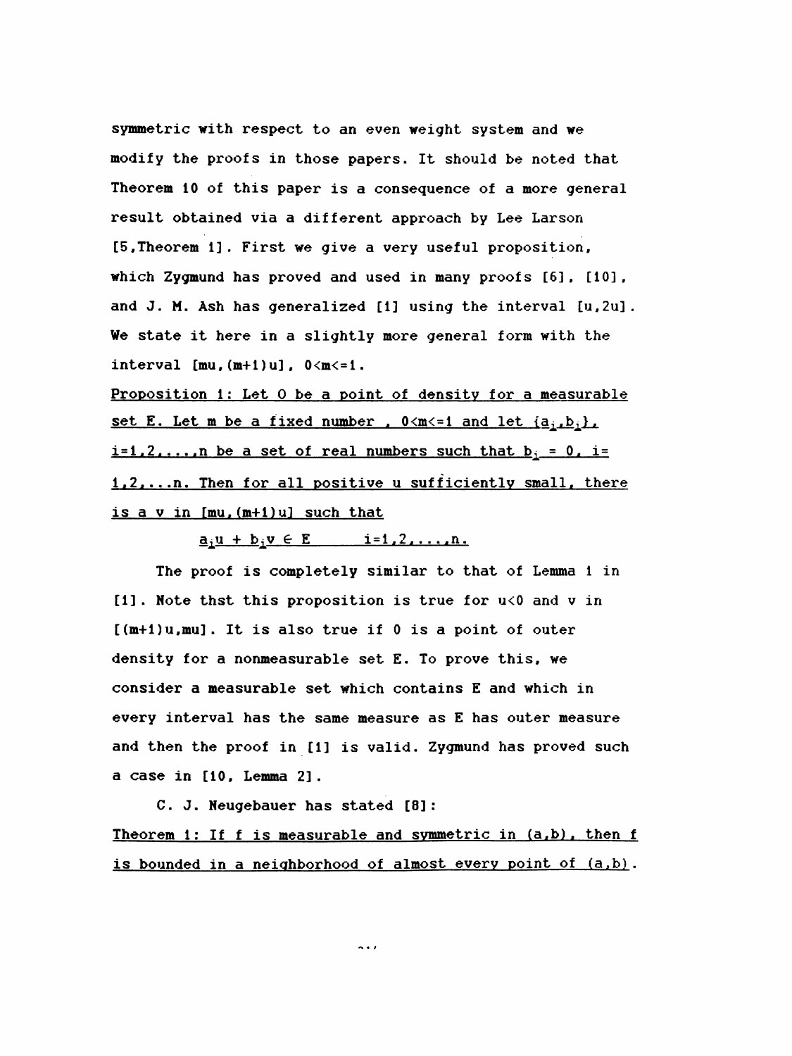symmetric with respect to an even weight system and we modify the proofs in those papers. It should be noted that Theorem 10 of this paper is a consequence of a more general result obtained via a different approach by Lee Larson [5, Theorem 1]. First we give a very useful proposition, which Zygmund has proved and used in many proofs [6], [10], and J. M. Ash has generalized [1] using the interval $[u,2u]$. We state it here in a slightly more general form with the interval $[mu,(m+1)u]$, $0<m<=1$.

Proposition 1: Let 0 be a point of density for a measurable set E. Let m be a fixed number, $0<m<=1$ and let $\{a_i, b_i\}$, $i=1,2,\ldots,n$ be a set of real numbers such that $b_i = 0$, $i=1,2,\ldots n$. Then for all positive u sufficiently small, there is a v in $[mu,(m+1)u]$ such that

$$a_i u + b_i v \in E \qquad i=1,2,\ldots,n.$$

The proof is completely similar to that of Lemma 1 in [1]. Note thst this proposition is true for $u<0$ and v in $[(m+1)u,mu]$. It is also true if 0 is a point of outer density for a nonmeasurable set E. To prove this, we consider a measurable set which contains E and which in every interval has the same measure as E has outer measure and then the proof in [1] is valid. Zygmund has proved such a case in [10, Lemma 2].

C. J. Neugebauer has stated [8]:

Theorem 1: If f is measurable and symmetric in $(a,b)$, then f is bounded in a neighborhood of almost every point of $(a,b)$.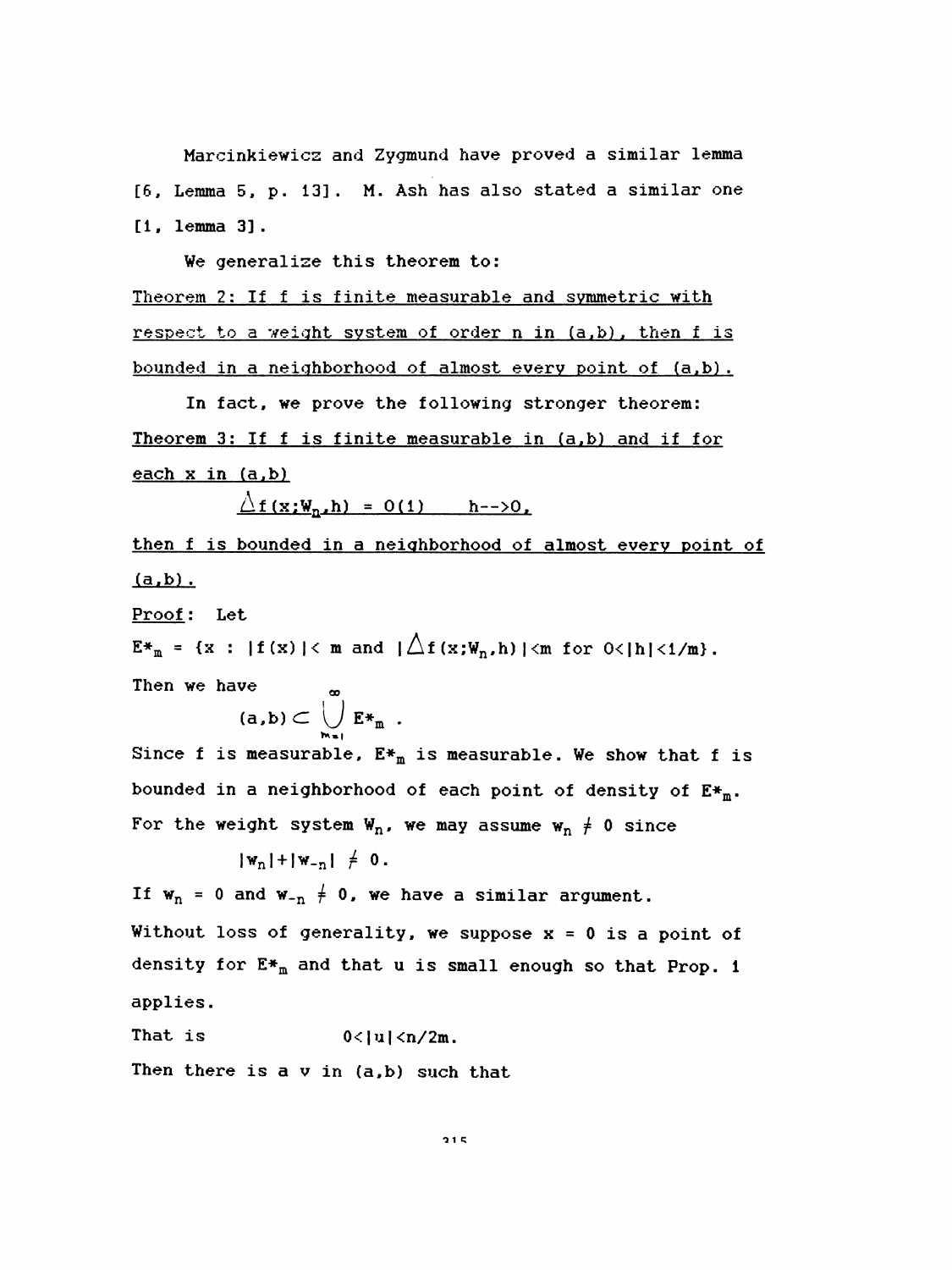Marcinkiewicz and Zygmund have proved a similar lemma [6, Lemma 5, p. 13]. M. Ash has also stated a similar one [1, lemma 3].

We generalize this theorem to:

<u>Theorem 2: If f is finite measurable and symmetric with respect to a weight system of order n in (a,b), then f is bounded in a neighborhood of almost every point of (a,b).</u>

In fact, we prove the following stronger theorem:

<u>Theorem 3: If f is finite measurable in (a,b) and if for each x in (a,b)</u>

$$\overset{\wedge}{\Delta} f(x;W_n,h) = O(1) \qquad h \to 0,$$

<u>then f is bounded in a neighborhood of almost every point of (a,b).</u>

<u>Proof</u>: Let

$E^*_m = \{x : |f(x)| < m \text{ and } |\overset{\wedge}{\Delta} f(x;W_n,h)| < m \text{ for } 0<|h|<1/m\}$.

Then we have

$$(a,b) \subset \bigcup_{m=1}^{\infty} E^*_m .$$

Since f is measurable, $E^*_m$ is measurable. We show that f is bounded in a neighborhood of each point of density of $E^*_m$. For the weight system $W_n$, we may assume $w_n \neq 0$ since

$$|w_n|+|w_{-n}| \neq 0.$$

If $w_n = 0$ and $w_{-n} \neq 0$, we have a similar argument. Without loss of generality, we suppose $x = 0$ is a point of density for $E^*_m$ and that u is small enough so that Prop. 1 applies.

That is $\qquad 0<|u|<n/2m.$

Then there is a v in (a,b) such that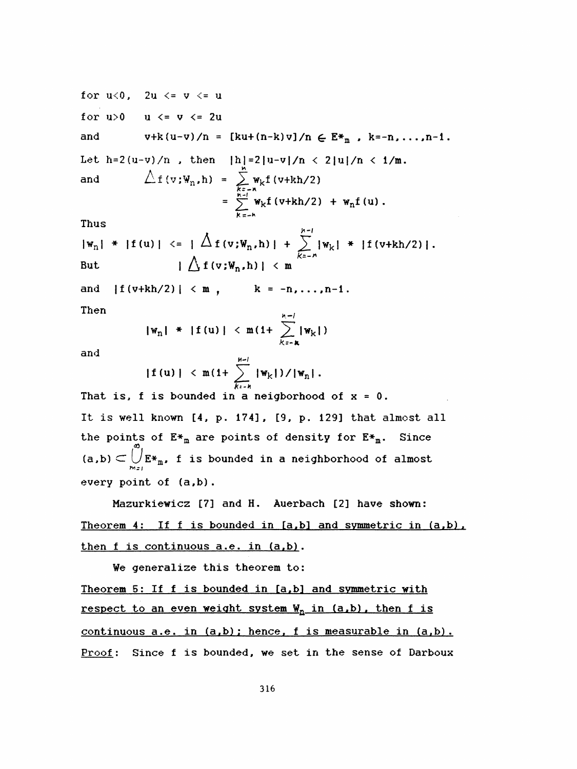for $u<0$, $2u \le v \le u$

for $u>0$ $u \le v \le 2u$

and $v+k(u-v)/n = [ku+(n-k)v]/n \in E^*_m$ , $k=-n,\dots,n-1$.

Let $h=2(u-v)/n$ , then $|h|=2|u-v|/n < 2|u|/n < 1/m$.

and

$$\Delta f(v;W_n,h) = \sum_{k=-n}^{n} w_k f(v+kh/2)$$
$$= \sum_{k=-n}^{n-1} w_k f(v+kh/2) + w_n f(u).$$

Thus

$$|w_n| * |f(u)| \le |\Delta f(v;W_n,h)| + \sum_{k=-n}^{n-1} |w_k| * |f(v+kh/2)|.$$

But $|\Delta f(v;W_n,h)| < m$

and $|f(v+kh/2)| < m$ , $k = -n,\dots,n-1$.

Then

$$|w_n| * |f(u)| < m(1+ \sum_{k=-n}^{n-1} |w_k|)$$

and

$$|f(u)| < m(1+ \sum_{k=-n}^{n-1} |w_k|)/|w_n|.$$

That is, f is bounded in a neigborhood of $x = 0$.

It is well known [4, p. 174], [9, p. 129] that almost all the points of $E^*_m$ are points of density for $E^*_m$. Since $(a,b) \subset \bigcup_{m=1}^{\infty} E^*_m$, f is bounded in a neighborhood of almost every point of $(a,b)$.

Mazurkiewicz [7] and H. Auerbach [2] have shown:

Theorem 4: If f is bounded in $[a,b]$ and symmetric in $(a,b)$, then f is continuous a.e. in $(a,b)$.

We generalize this theorem to:

Theorem 5: If f is bounded in $[a,b]$ and symmetric with respect to an even weight system $W_n$ in $(a,b)$, then f is continuous a.e. in $(a,b)$; hence, f is measurable in $(a,b)$.

Proof: Since f is bounded, we set in the sense of Darboux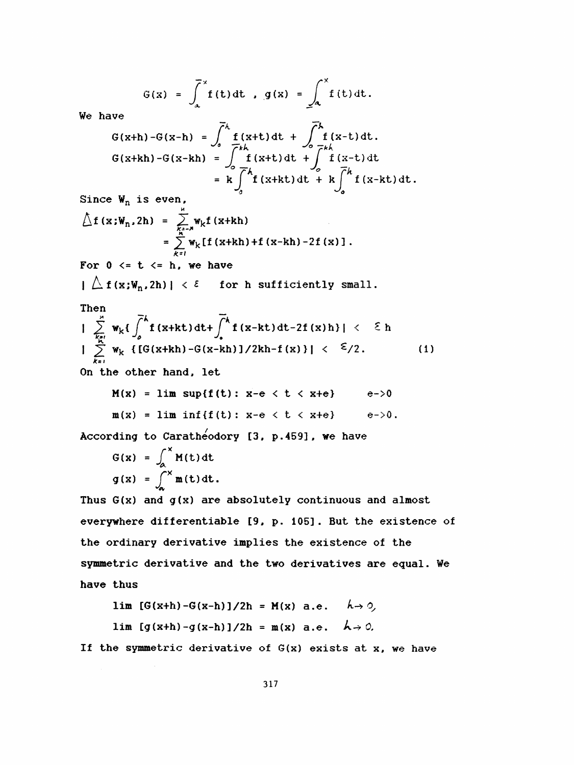$$G(x) = \overline{\int_{a}^{x}} f(t)dt \ , \ g(x) = \underline{\int_{a}^{x}} f(t)dt.$$

We have

$$G(x+h)-G(x-h) = \overline{\int_{0}^{h}} f(x+t)dt + \overline{\int_{0}^{h}} f(x-t)dt.$$

$$G(x+kh)-G(x-kh) = \overline{\int_{0}^{kh}} f(x+t)dt + \overline{\int_{0}^{kh}} f(x-t)dt$$

$$= k\overline{\int_{0}^{h}} f(x+kt)dt + k\overline{\int_{0}^{h}} f(x-kt)dt.$$

Since $W_n$ is even,

$$\Delta f(x;W_n,2h) = \sum_{k=-n}^{n} w_k f(x+kh)$$

$$= \sum_{k=1}^{n} w_k[f(x+kh)+f(x-kh)-2f(x)].$$

For $0 <= t <= h$, we have

$|\Delta f(x;W_n,2h)| < \varepsilon$ for h sufficiently small.

Then

$$\left| \sum_{k=1}^{n} w_k\{\overline{\int_{0}^{h}} f(x+kt)dt+\overline{\int_{0}^{h}} f(x-kt)dt-2f(x)h\}\right| < \varepsilon h$$

$$\left| \sum_{k=1}^{n} w_k \{[G(x+kh)-G(x-kh)]/2kh-f(x)\}\right| < \varepsilon/2. \tag{1}$$

On the other hand, let

$$M(x) = \lim \sup\{f(t): x-e < t < x+e\} \qquad e\text{->}0$$

$$m(x) = \lim \inf\{f(t): x-e < t < x+e\} \qquad e\text{->}0.$$

According to Carathéodory [3, p.459], we have

$$G(x) = \int_{a}^{x} M(t)dt$$

$$g(x) = \int_{a}^{x} m(t)dt.$$

Thus $G(x)$ and $g(x)$ are absolutely continuous and almost everywhere differentiable [9, p. 105]. But the existence of the ordinary derivative implies the existence of the symmetric derivative and the two derivatives are equal. We have thus

$$\lim [G(x+h)-G(x-h)]/2h = M(x) \text{ a.e.} \quad h \to 0,$$

$$\lim [g(x+h)-g(x-h)]/2h = m(x) \text{ a.e.} \quad h \to 0.$$

If the symmetric derivative of $G(x)$ exists at x, we have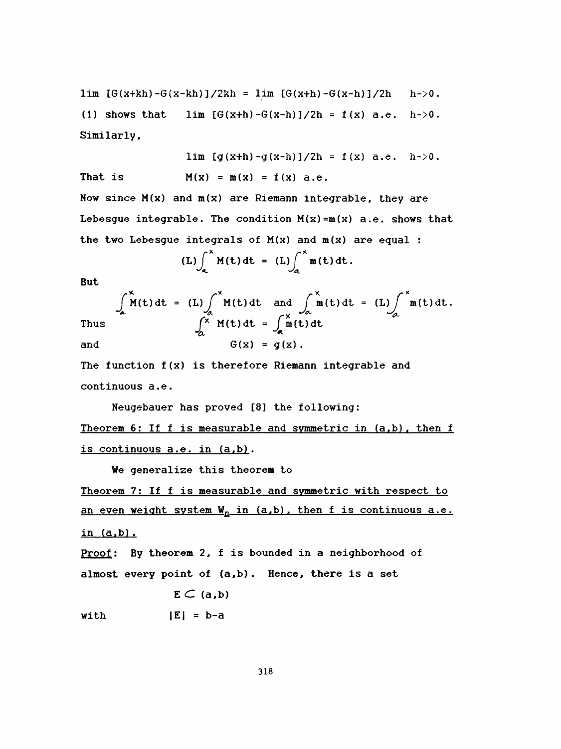$\lim [G(x+kh)-G(x-kh)]/2kh = \lim [G(x+h)-G(x-h)]/2h \quad h\to 0.$

(1) shows that $\lim [G(x+h)-G(x-h)]/2h = f(x)$ a.e. $h\to 0$.

Similarly,

$$\lim [g(x+h)-g(x-h)]/2h = f(x) \text{ a.e. } h\to 0.$$

That is $\qquad M(x) = m(x) = f(x)$ a.e.

Now since $M(x)$ and $m(x)$ are Riemann integrable, they are Lebesgue integrable. The condition $M(x)=m(x)$ a.e. shows that the two Lebesgue integrals of $M(x)$ and $m(x)$ are equal :

$$(L)\int_a^x M(t)\,dt = (L)\int_a^x m(t)\,dt.$$

But

$$\int_a^x M(t)\,dt = (L)\int_a^x M(t)\,dt \quad \text{and} \quad \int_a^x m(t)\,dt = (L)\int_a^x m(t)\,dt.$$

Thus
$$\int_a^x M(t)\,dt = \int_a^x m(t)\,dt$$

and
$$G(x) = g(x).$$

The function $f(x)$ is therefore Riemann integrable and continuous a.e.

Neugebauer has proved [8] the following:

<u>Theorem 6: If f is measurable and symmetric in (a,b), then f is continuous a.e. in (a,b).</u>

We generalize this theorem to

<u>Theorem 7: If f is measurable and symmetric with respect to an even weight system $W_n$ in (a,b), then f is continuous a.e. in (a,b).</u>

<u>Proof</u>: By theorem 2, f is bounded in a neighborhood of almost every point of (a,b). Hence, there is a set

$$E \subset (a,b)$$

with $\qquad |E| = b-a$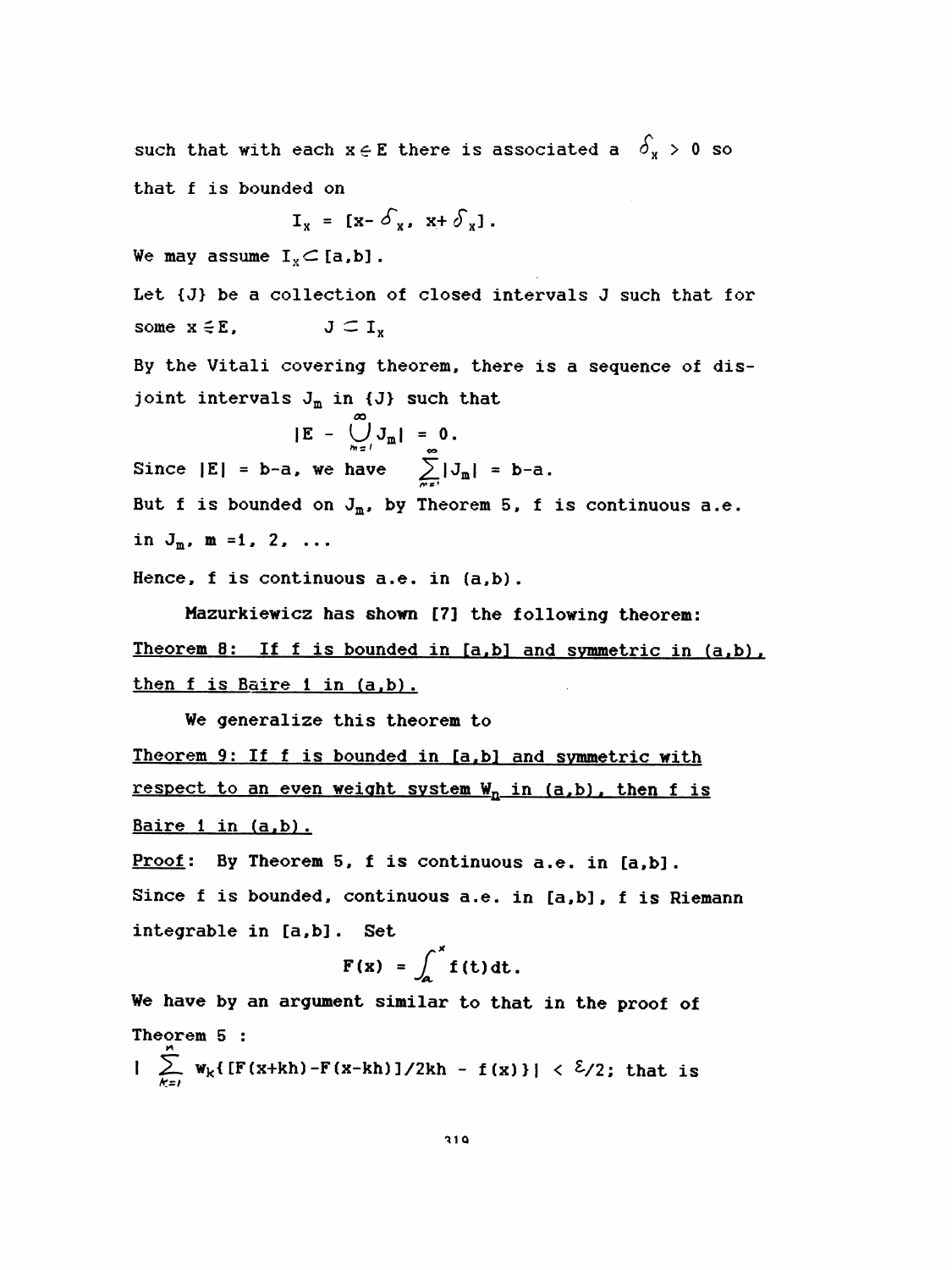such that with each $x \in E$ there is associated a $\delta_x > 0$ so that f is bounded on

$$I_x = [x - \delta_x,\ x + \delta_x].$$

We may assume $I_x \subset [a,b]$.

Let {J} be a collection of closed intervals J such that for some $x \in E$, $\quad J \subset I_x$

By the Vitali covering theorem, there is a sequence of disjoint intervals $J_m$ in {J} such that

$$|E - \bigcup_{m=1}^{\infty} J_m| = 0.$$

Since $|E| = b-a$, we have $\sum_{m=1}^{\infty} |J_m| = b-a$.

But f is bounded on $J_m$, by Theorem 5, f is continuous a.e. in $J_m$, m =1, 2, ...

Hence, f is continuous a.e. in (a,b).

Mazurkiewicz has shown [7] the following theorem:

<u>Theorem 8: If f is bounded in [a,b] and symmetric in (a,b), then f is Baire 1 in (a,b).</u>

We generalize this theorem to

<u>Theorem 9: If f is bounded in [a,b] and symmetric with respect to an even weight system $W_n$ in (a,b), then f is Baire 1 in (a,b).</u>

<u>Proof</u>: By Theorem 5, f is continuous a.e. in [a,b]. Since f is bounded, continuous a.e. in [a,b], f is Riemann integrable in [a,b]. Set

$$F(x) = \int_a^x f(t)\,dt.$$

We have by an argument similar to that in the proof of Theorem 5 :

$| \sum_{k=1}^{n} w_k\{[F(x+kh)-F(x-kh)]/2kh - f(x)\}| < \varepsilon/2$; that is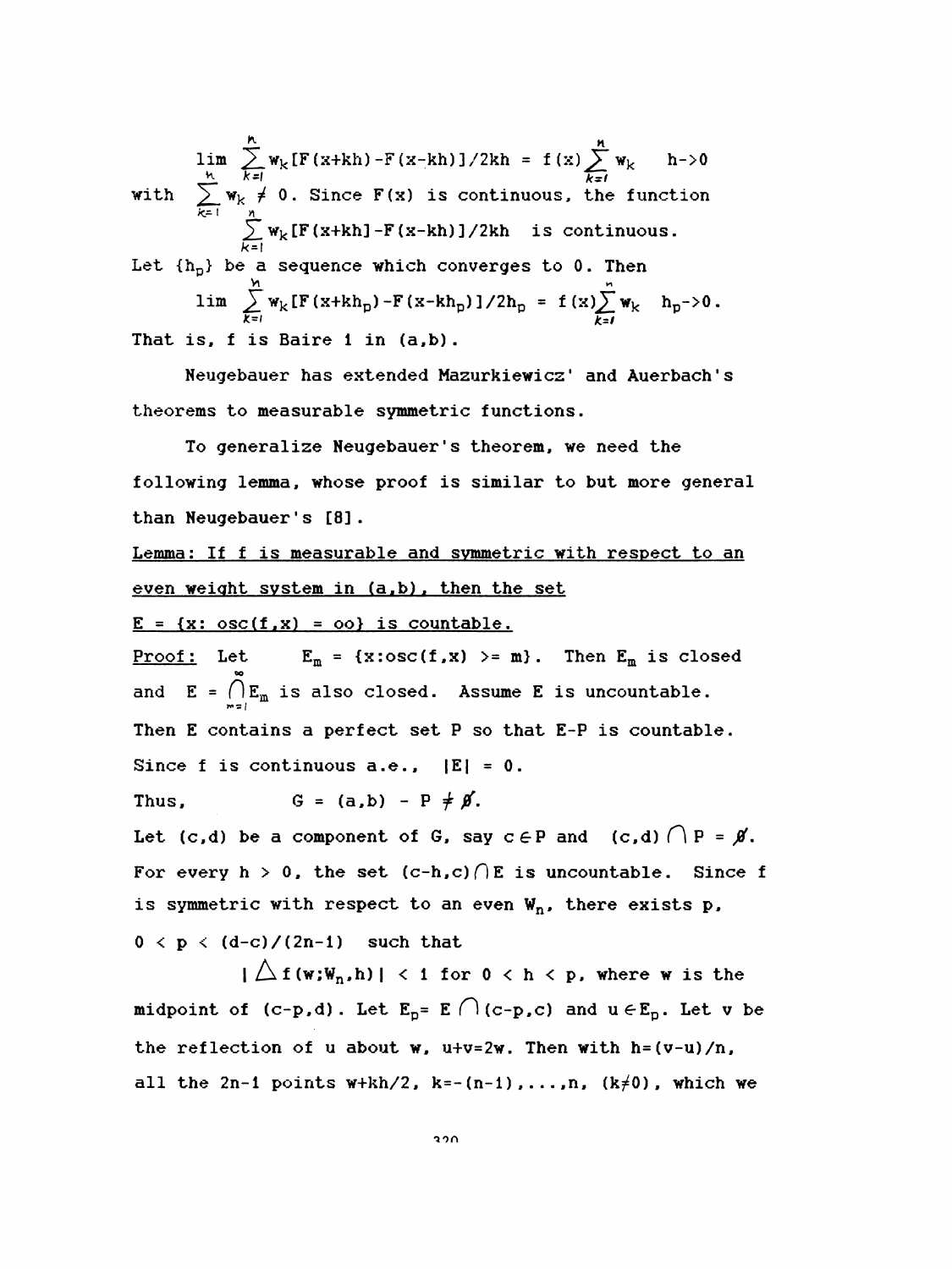$$\lim \sum_{k=1}^{n} w_k [F(x+kh)-F(x-kh)]/2kh = f(x)\sum_{k=1}^{n} w_k \quad h\to 0$$

with $\sum_{k=1}^{n} w_k \neq 0$. Since $F(x)$ is continuous, the function

$$\sum_{k=1}^{n} w_k [F(x+kh]-F(x-kh)]/2kh \quad \text{is continuous.}$$

Let $\{h_p\}$ be a sequence which converges to 0. Then

$$\lim \sum_{k=1}^{n} w_k [F(x+kh_p)-F(x-kh_p)]/2h_p = f(x)\sum_{k=1}^{n} w_k \quad h_p\to 0.$$

That is, f is Baire 1 in (a,b).

Neugebauer has extended Mazurkiewicz' and Auerbach's theorems to measurable symmetric functions.

To generalize Neugebauer's theorem, we need the following lemma, whose proof is similar to but more general than Neugebauer's [8].

Lemma: If f is measurable and symmetric with respect to an even weight system in (a,b), then the set $E = \{x: osc(f,x) = \infty\}$ is countable.

Proof: Let $E_m = \{x: osc(f,x) >= m\}$. Then $E_m$ is closed and $E = \bigcap_{m=1}^{\infty} E_m$ is also closed. Assume E is uncountable. Then E contains a perfect set P so that E-P is countable. Since f is continuous a.e., $|E| = 0$.

Thus, $\qquad G = (a,b) - P \neq \emptyset.$

Let (c,d) be a component of G, say $c \in P$ and $(c,d) \cap P = \emptyset$. For every $h > 0$, the set $(c-h,c) \cap E$ is uncountable. Since f is symmetric with respect to an even $W_n$, there exists p, $0 < p < (d-c)/(2n-1)$ such that

$|\Delta f(w;W_n,h)| < 1$ for $0 < h < p$, where w is the midpoint of (c-p,d). Let $E_p = E \cap (c-p,c)$ and $u \in E_p$. Let v be the reflection of u about w, $u+v=2w$. Then with $h=(v-u)/n$, all the 2n-1 points $w+kh/2$, $k=-(n-1),\dots,n$, $(k\neq 0)$, which we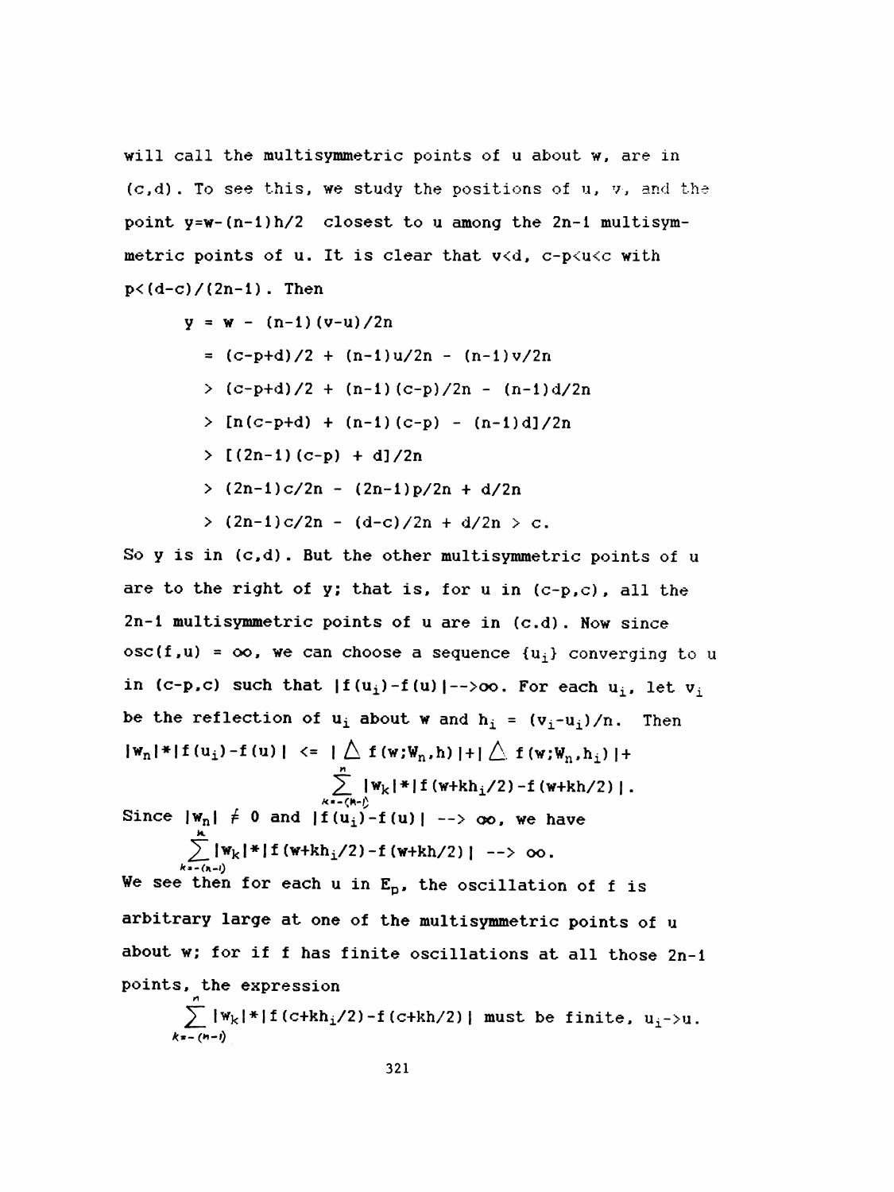will call the multisymmetric points of u about w, are in $(c,d)$. To see this, we study the positions of u, v, and the point $y=w-(n-1)h/2$ closest to u among the $2n-1$ multisymmetric points of u. It is clear that $v<d$, $c-p<u<c$ with $p<(d-c)/(2n-1)$. Then

$$
\begin{aligned}
y &= w - (n-1)(v-u)/2n \\
&= (c-p+d)/2 + (n-1)u/2n - (n-1)v/2n \\
&> (c-p+d)/2 + (n-1)(c-p)/2n - (n-1)d/2n \\
&> [n(c-p+d) + (n-1)(c-p) - (n-1)d]/2n \\
&> [(2n-1)(c-p) + d]/2n \\
&> (2n-1)c/2n - (2n-1)p/2n + d/2n \\
&> (2n-1)c/2n - (d-c)/2n + d/2n > c.
\end{aligned}
$$

So y is in $(c,d)$. But the other multisymmetric points of u are to the right of y; that is, for u in $(c-p,c)$, all the $2n-1$ multisymmetric points of u are in $(c,d)$. Now since $\operatorname{osc}(f,u) = \infty$, we can choose a sequence $\{u_i\}$ converging to u in $(c-p,c)$ such that $|f(u_i)-f(u)| \to \infty$. For each $u_i$, let $v_i$ be the reflection of $u_i$ about w and $h_i = (v_i-u_i)/n$. Then

$$
|w_n|*|f(u_i)-f(u)| \le |\Delta f(w;W_n,h)| + |\Delta f(w;W_n,h_i)| + \sum_{k=-(n-1)}^{n} |w_k|*|f(w+kh_i/2)-f(w+kh/2)|.
$$

Since $|w_n| \neq 0$ and $|f(u_i)-f(u)| \to \infty$, we have

$$
\sum_{k=-(n-1)}^{n} |w_k|*|f(w+kh_i/2)-f(w+kh/2)| \to \infty.
$$

We see then for each u in $E_p$, the oscillation of f is arbitrary large at one of the multisymmetric points of u about w; for if f has finite oscillations at all those $2n-1$ points, the expression

$$
\sum_{k=-(n-1)}^{n} |w_k|*|f(c+kh_i/2)-f(c+kh/2)| \text{ must be finite, } u_i \to u.
$$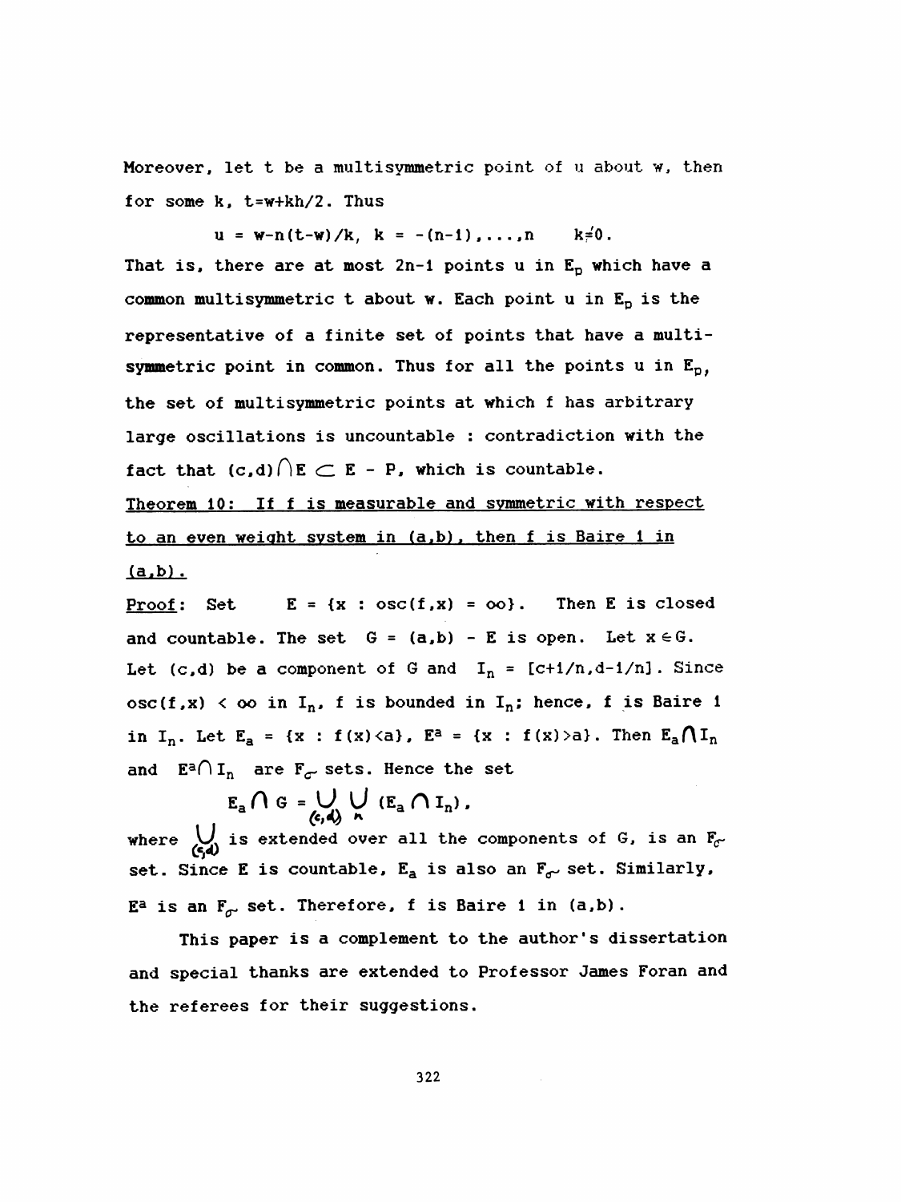Moreover, let t be a multisymmetric point of u about w, then for some k, $t=w+kh/2$. Thus

$$u = w-n(t-w)/k, \quad k = -(n-1),\ldots,n \qquad k\neq 0.$$

That is, there are at most $2n-1$ points u in $E_p$ which have a common multisymmetric t about w. Each point u in $E_p$ is the representative of a finite set of points that have a multisymmetric point in common. Thus for all the points u in $E_p$, the set of multisymmetric points at which f has arbitrary large oscillations is uncountable : contradiction with the fact that $(c,d)\cap E \subset E - P$, which is countable.

<u>Theorem 10: If f is measurable and symmetric with respect to an even weight system in (a,b), then f is Baire 1 in (a,b).</u>

<u>Proof</u>: Set $E = \{x : \operatorname{osc}(f,x) = \infty\}$. Then E is closed and countable. The set $G = (a,b) - E$ is open. Let $x \in G$. Let $(c,d)$ be a component of G and $I_n = [c+1/n, d-1/n]$. Since $\operatorname{osc}(f,x) < \infty$ in $I_n$, f is bounded in $I_n$; hence, f is Baire 1 in $I_n$. Let $E_a = \{x : f(x)<a\}$, $E^a = \{x : f(x)>a\}$. Then $E_a \cap I_n$ and $E^a \cap I_n$ are $F_\sigma$ sets. Hence the set

$$E_a \cap G = \bigcup_{(c,d)} \bigcup_{n} (E_a \cap I_n),$$

where $\bigcup_{(c,d)}$ is extended over all the components of G, is an $F_\sigma$ set. Since E is countable, $E_a$ is also an $F_\sigma$ set. Similarly, $E^a$ is an $F_\sigma$ set. Therefore, f is Baire 1 in (a,b).

This paper is a complement to the author's dissertation and special thanks are extended to Professor James Foran and the referees for their suggestions.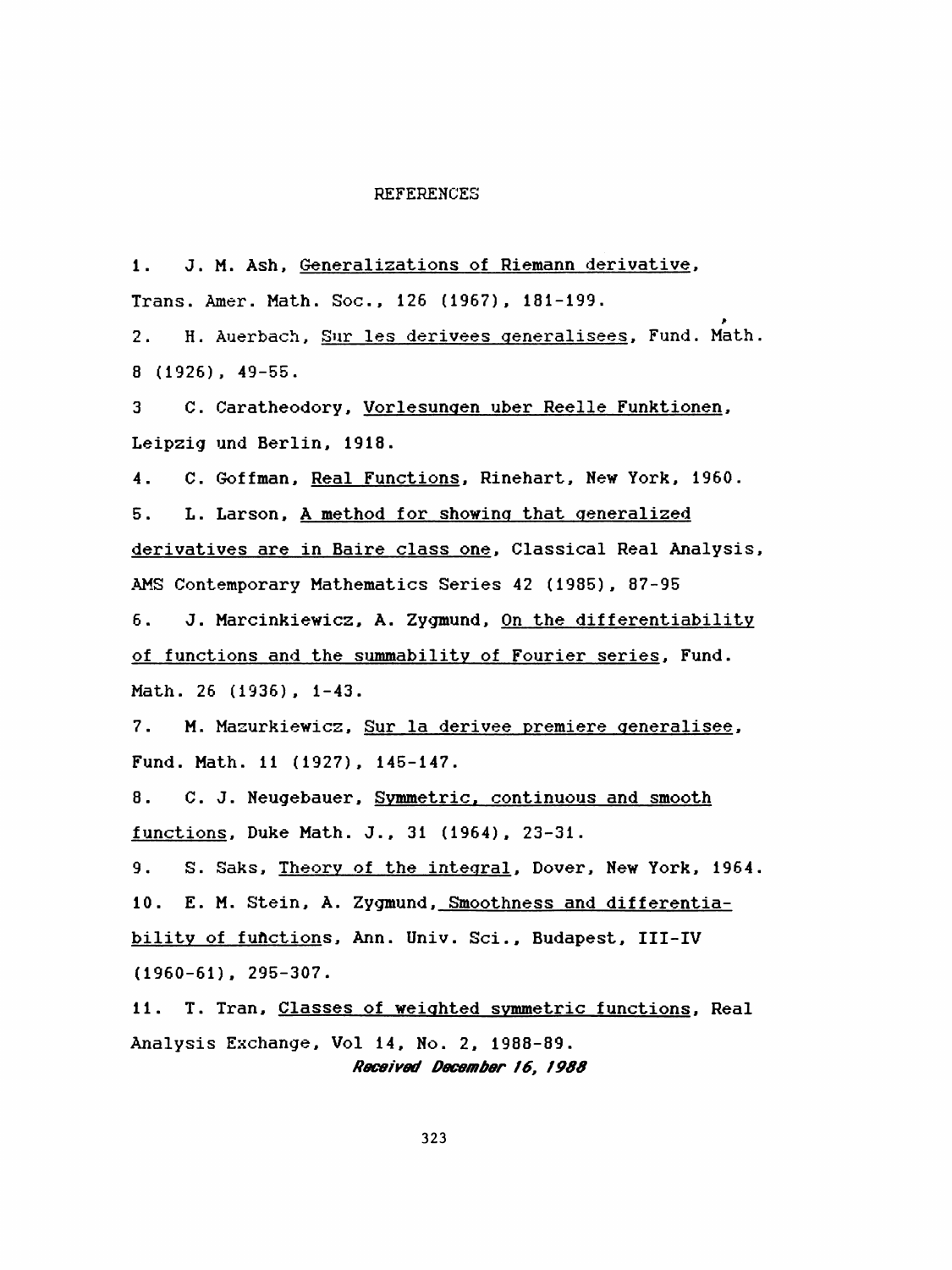## REFERENCES

1. J. M. Ash, Generalizations of Riemann derivative, Trans. Amer. Math. Soc., 126 (1967), 181-199.

2. H. Auerbach, Sur les derivees generalisees, Fund. Math. 8 (1926), 49-55.

3 C. Caratheodory, Vorlesungen uber Reelle Funktionen, Leipzig und Berlin, 1918.

4. C. Goffman, Real Functions, Rinehart, New York, 1960.

5. L. Larson, A method for showing that generalized derivatives are in Baire class one, Classical Real Analysis, AMS Contemporary Mathematics Series 42 (1985), 87-95

6. J. Marcinkiewicz, A. Zygmund, On the differentiability of functions and the summability of Fourier series, Fund. Math. 26 (1936), 1-43.

7. M. Mazurkiewicz, Sur la derivee premiere generalisee, Fund. Math. 11 (1927), 145-147.

8. C. J. Neugebauer, Symmetric, continuous and smooth functions, Duke Math. J., 31 (1964), 23-31.

9. S. Saks, Theory of the integral, Dover, New York, 1964.

10. E. M. Stein, A. Zygmund, Smoothness and differentiability of functions, Ann. Univ. Sci., Budapest, III-IV (1960-61), 295-307.

11. T. Tran, Classes of weighted symmetric functions, Real Analysis Exchange, Vol 14, No. 2, 1988-89.

*Received December 16, 1988*